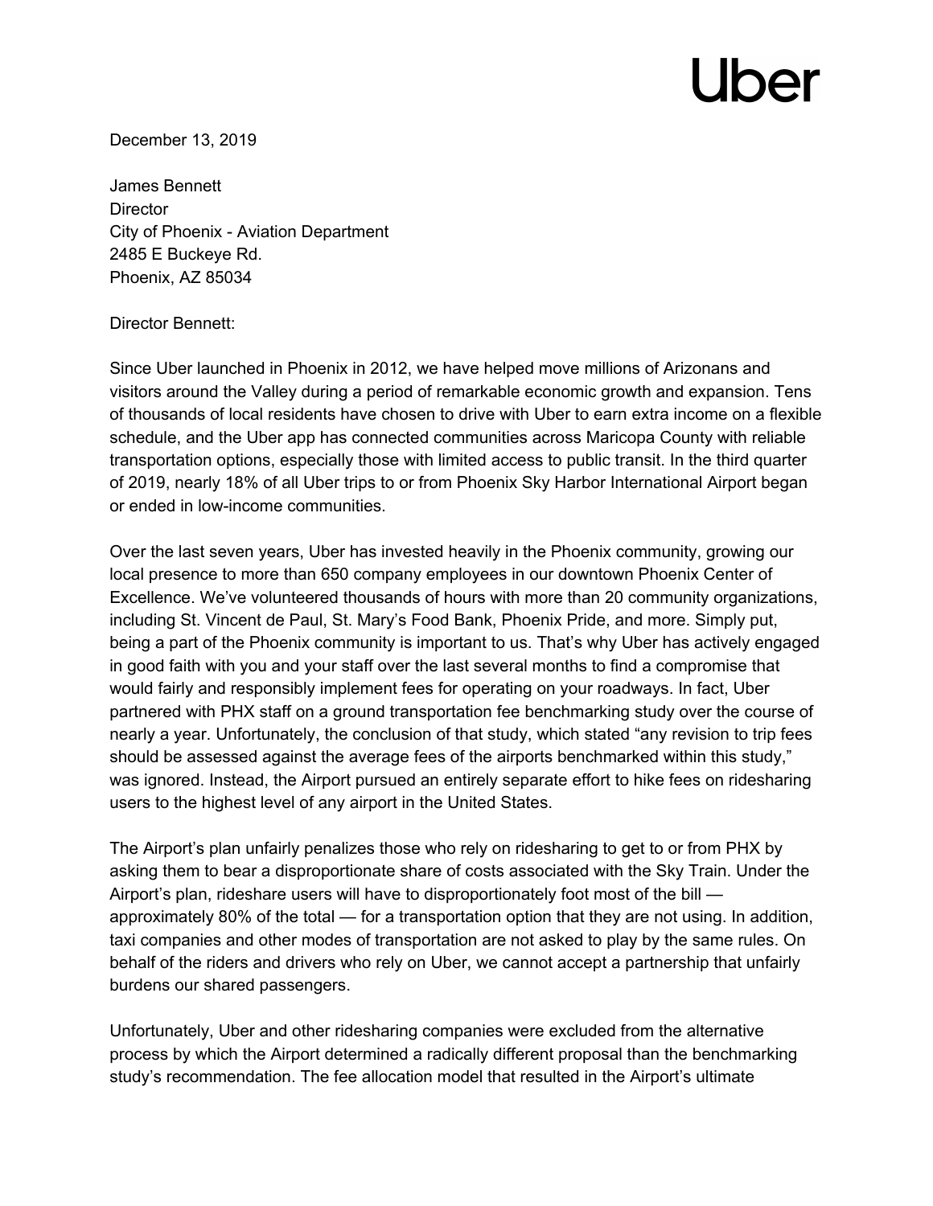# Uber

December 13, 2019

James Bennett
Director
City of Phoenix - Aviation Department
2485 E Buckeye Rd.
Phoenix, AZ 85034

Director Bennett:

Since Uber launched in Phoenix in 2012, we have helped move millions of Arizonans and visitors around the Valley during a period of remarkable economic growth and expansion. Tens of thousands of local residents have chosen to drive with Uber to earn extra income on a flexible schedule, and the Uber app has connected communities across Maricopa County with reliable transportation options, especially those with limited access to public transit. In the third quarter of 2019, nearly 18% of all Uber trips to or from Phoenix Sky Harbor International Airport began or ended in low-income communities.

Over the last seven years, Uber has invested heavily in the Phoenix community, growing our local presence to more than 650 company employees in our downtown Phoenix Center of Excellence. We've volunteered thousands of hours with more than 20 community organizations, including St. Vincent de Paul, St. Mary's Food Bank, Phoenix Pride, and more. Simply put, being a part of the Phoenix community is important to us. That's why Uber has actively engaged in good faith with you and your staff over the last several months to find a compromise that would fairly and responsibly implement fees for operating on your roadways. In fact, Uber partnered with PHX staff on a ground transportation fee benchmarking study over the course of nearly a year. Unfortunately, the conclusion of that study, which stated "any revision to trip fees should be assessed against the average fees of the airports benchmarked within this study," was ignored. Instead, the Airport pursued an entirely separate effort to hike fees on ridesharing users to the highest level of any airport in the United States.

The Airport's plan unfairly penalizes those who rely on ridesharing to get to or from PHX by asking them to bear a disproportionate share of costs associated with the Sky Train. Under the Airport's plan, rideshare users will have to disproportionately foot most of the bill — approximately 80% of the total — for a transportation option that they are not using. In addition, taxi companies and other modes of transportation are not asked to play by the same rules. On behalf of the riders and drivers who rely on Uber, we cannot accept a partnership that unfairly burdens our shared passengers.

Unfortunately, Uber and other ridesharing companies were excluded from the alternative process by which the Airport determined a radically different proposal than the benchmarking study's recommendation. The fee allocation model that resulted in the Airport's ultimate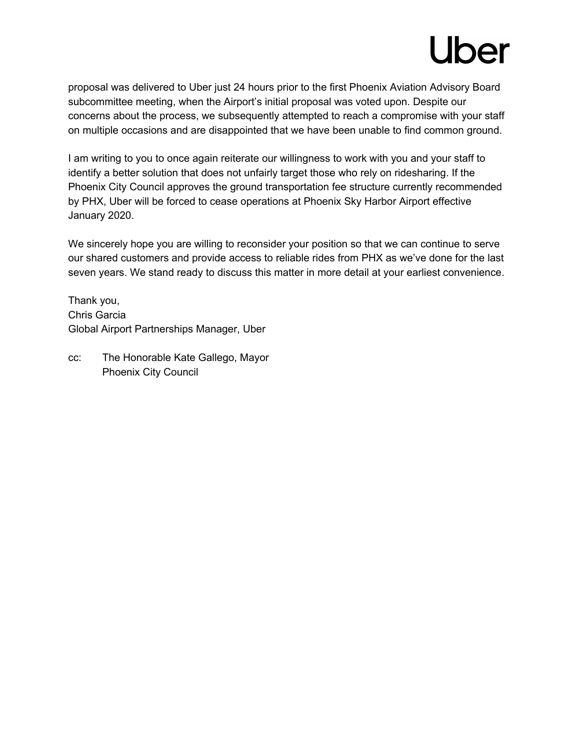proposal was delivered to Uber just 24 hours prior to the first Phoenix Aviation Advisory Board subcommittee meeting, when the Airport's initial proposal was voted upon. Despite our concerns about the process, we subsequently attempted to reach a compromise with your staff on multiple occasions and are disappointed that we have been unable to find common ground.

I am writing to you to once again reiterate our willingness to work with you and your staff to identify a better solution that does not unfairly target those who rely on ridesharing. If the Phoenix City Council approves the ground transportation fee structure currently recommended by PHX, Uber will be forced to cease operations at Phoenix Sky Harbor Airport effective January 2020.

We sincerely hope you are willing to reconsider your position so that we can continue to serve our shared customers and provide access to reliable rides from PHX as we've done for the last seven years. We stand ready to discuss this matter in more detail at your earliest convenience.

Thank you,
Chris Garcia
Global Airport Partnerships Manager, Uber

cc: The Honorable Kate Gallego, Mayor
Phoenix City Council